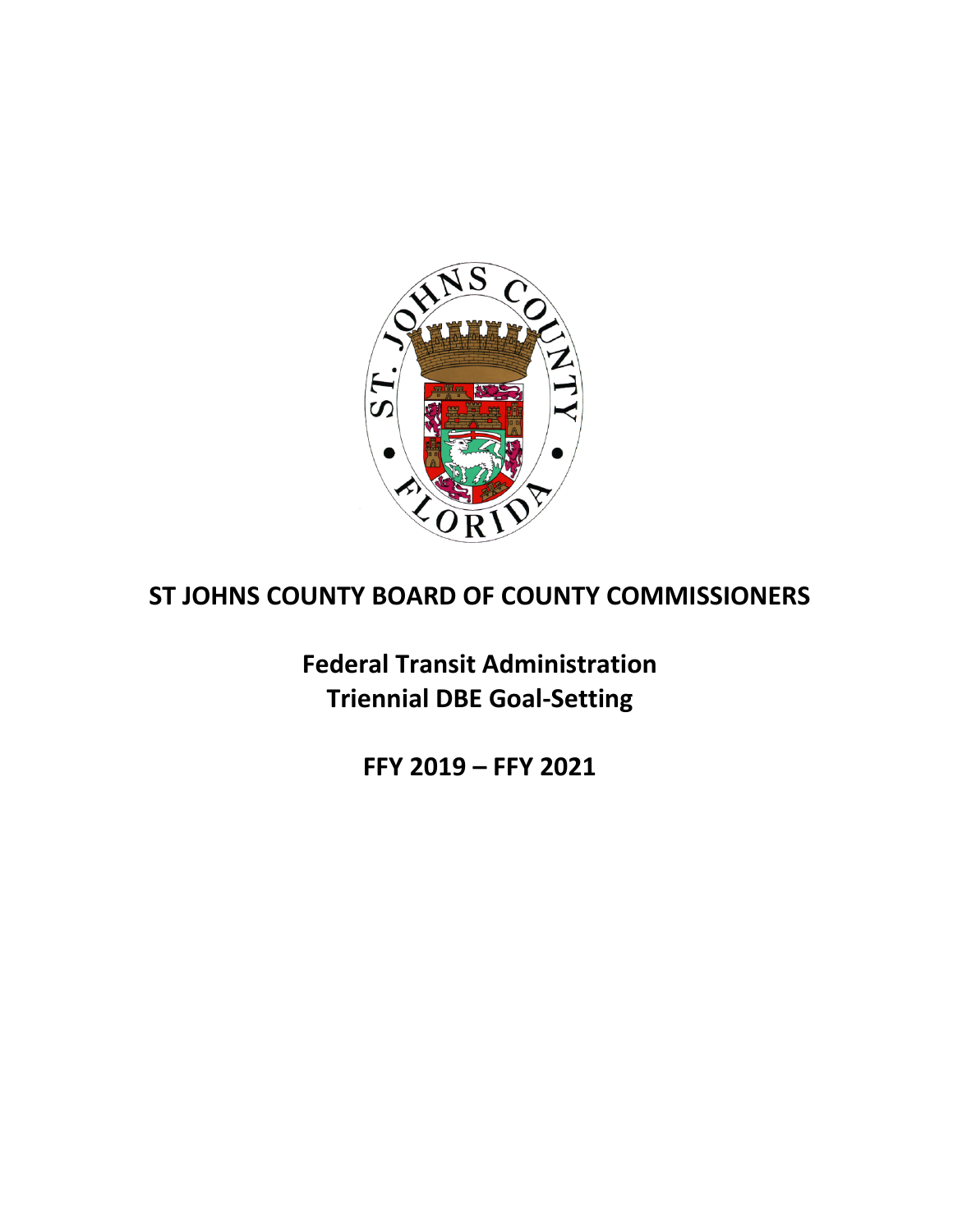# ST JOHNS COUNTY BOARD OF COUNTY COMMISSIONERS

## Federal Transit Administration
## Triennial DBE Goal-Setting

## FFY 2019 – FFY 2021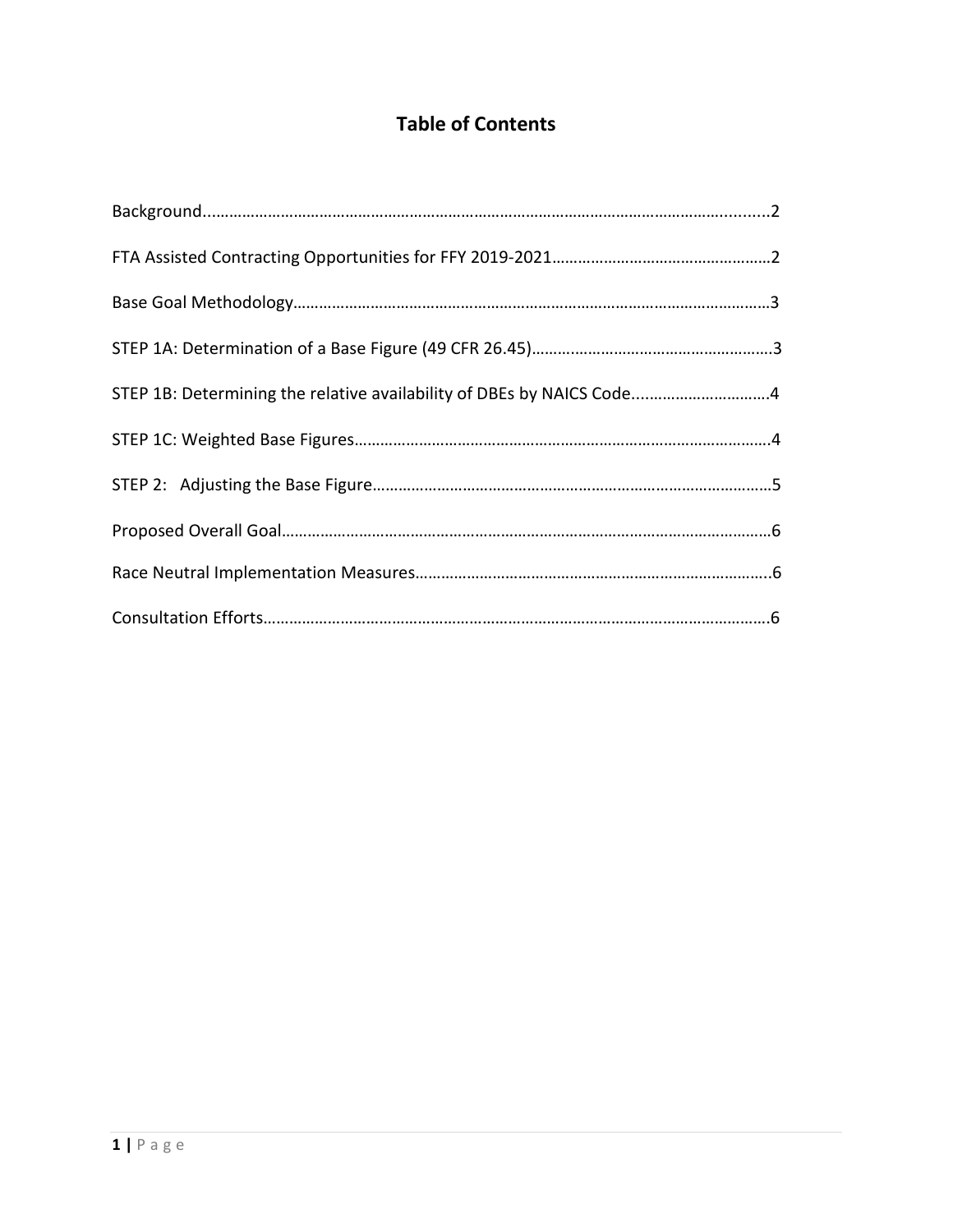# Table of Contents

Background....................................................................................................................2

FTA Assisted Contracting Opportunities for FFY 2019-2021..............................................2

Base Goal Methodology....................................................................................................3

STEP 1A: Determination of a Base Figure (49 CFR 26.45)................................................3

STEP 1B: Determining the relative availability of DBEs by NAICS Code...............................4

STEP 1C: Weighted Base Figures......................................................................................4

STEP 2: Adjusting the Base Figure...................................................................................5

Proposed Overall Goal......................................................................................................6

Race Neutral Implementation Measures............................................................................6

Consultation Efforts..........................................................................................................6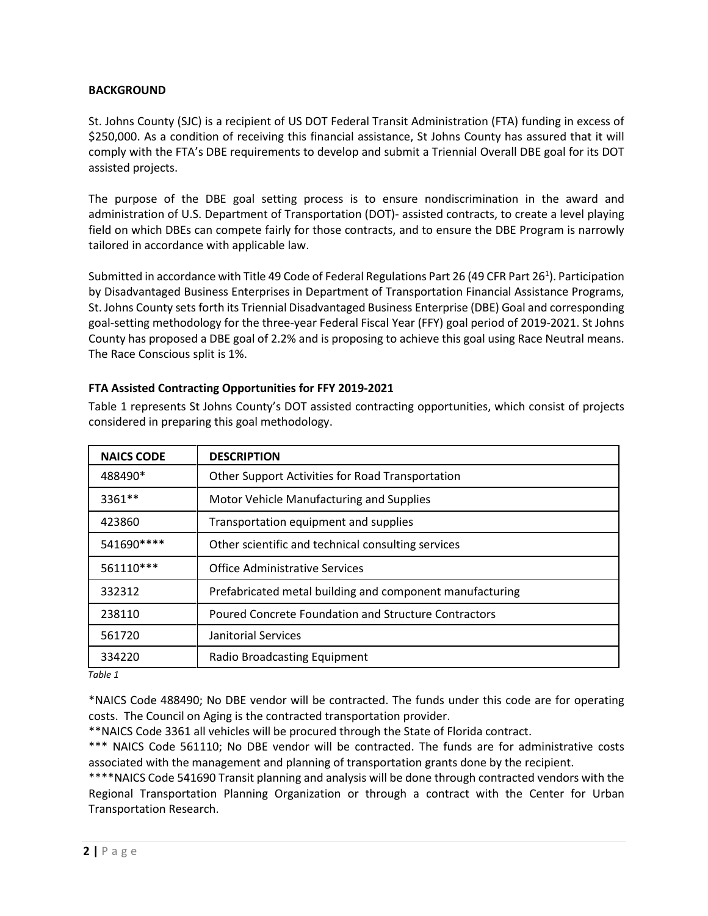**BACKGROUND**

St. Johns County (SJC) is a recipient of US DOT Federal Transit Administration (FTA) funding in excess of \$250,000. As a condition of receiving this financial assistance, St Johns County has assured that it will comply with the FTA's DBE requirements to develop and submit a Triennial Overall DBE goal for its DOT assisted projects.

The purpose of the DBE goal setting process is to ensure nondiscrimination in the award and administration of U.S. Department of Transportation (DOT)- assisted contracts, to create a level playing field on which DBEs can compete fairly for those contracts, and to ensure the DBE Program is narrowly tailored in accordance with applicable law.

Submitted in accordance with Title 49 Code of Federal Regulations Part 26 (49 CFR Part 26[1]). Participation by Disadvantaged Business Enterprises in Department of Transportation Financial Assistance Programs, St. Johns County sets forth its Triennial Disadvantaged Business Enterprise (DBE) Goal and corresponding goal-setting methodology for the three-year Federal Fiscal Year (FFY) goal period of 2019-2021. St Johns County has proposed a DBE goal of 2.2% and is proposing to achieve this goal using Race Neutral means. The Race Conscious split is 1%.

### FTA Assisted Contracting Opportunities for FFY 2019-2021

Table 1 represents St Johns County's DOT assisted contracting opportunities, which consist of projects considered in preparing this goal methodology.

| NAICS CODE | DESCRIPTION |
|---|---|
| 488490* | Other Support Activities for Road Transportation |
| 3361** | Motor Vehicle Manufacturing and Supplies |
| 423860 | Transportation equipment and supplies |
| 541690**** | Other scientific and technical consulting services |
| 561110*** | Office Administrative Services |
| 332312 | Prefabricated metal building and component manufacturing |
| 238110 | Poured Concrete Foundation and Structure Contractors |
| 561720 | Janitorial Services |
| 334220 | Radio Broadcasting Equipment |

*Table 1*

*NAICS Code 488490; No DBE vendor will be contracted. The funds under this code are for operating costs. The Council on Aging is the contracted transportation provider.

**NAICS Code 3361 all vehicles will be procured through the State of Florida contract.

*** NAICS Code 561110; No DBE vendor will be contracted. The funds are for administrative costs associated with the management and planning of transportation grants done by the recipient.

****NAICS Code 541690 Transit planning and analysis will be done through contracted vendors with the Regional Transportation Planning Organization or through a contract with the Center for Urban Transportation Research.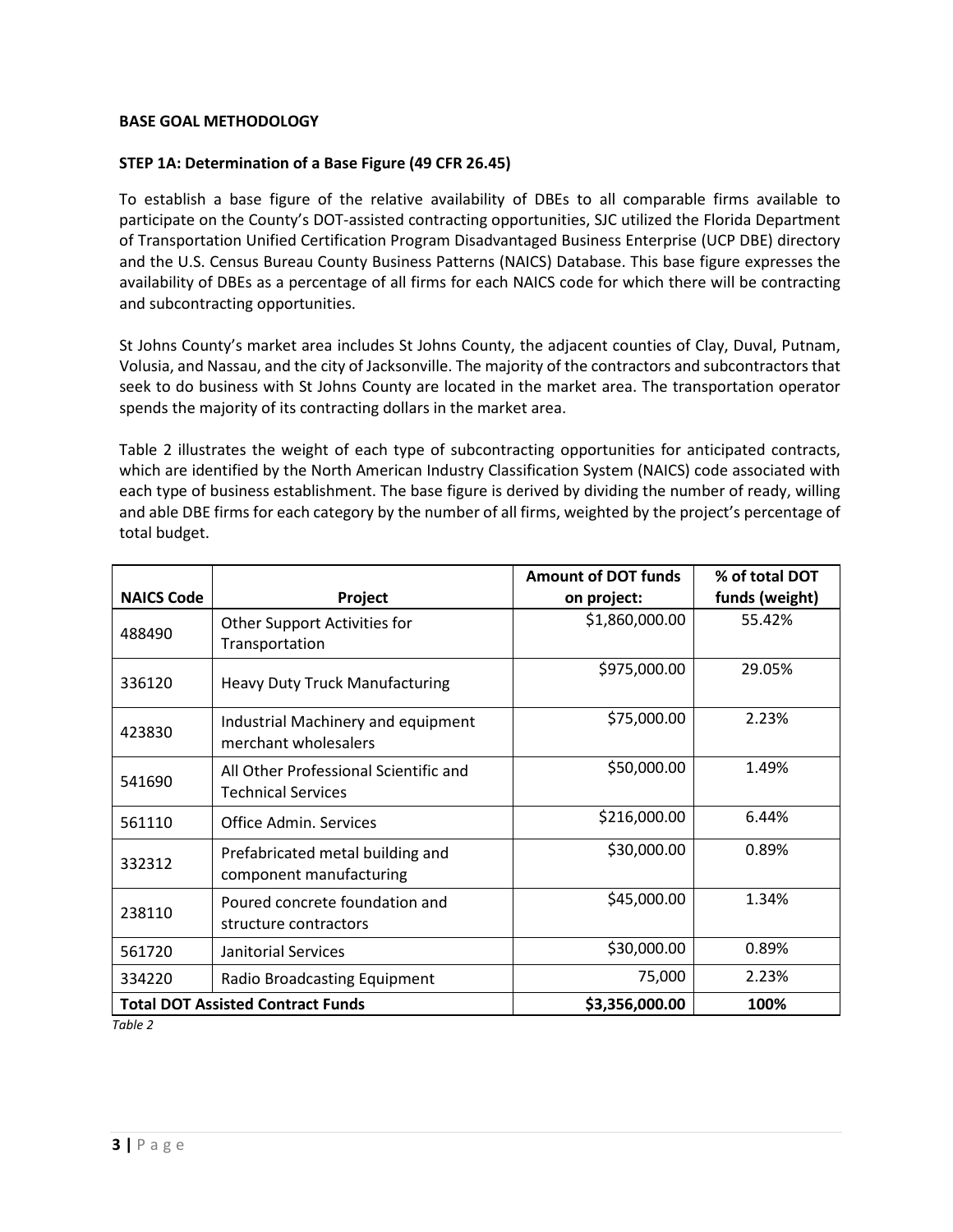**BASE GOAL METHODOLOGY**

**STEP 1A: Determination of a Base Figure (49 CFR 26.45)**

To establish a base figure of the relative availability of DBEs to all comparable firms available to participate on the County's DOT-assisted contracting opportunities, SJC utilized the Florida Department of Transportation Unified Certification Program Disadvantaged Business Enterprise (UCP DBE) directory and the U.S. Census Bureau County Business Patterns (NAICS) Database. This base figure expresses the availability of DBEs as a percentage of all firms for each NAICS code for which there will be contracting and subcontracting opportunities.

St Johns County's market area includes St Johns County, the adjacent counties of Clay, Duval, Putnam, Volusia, and Nassau, and the city of Jacksonville. The majority of the contractors and subcontractors that seek to do business with St Johns County are located in the market area. The transportation operator spends the majority of its contracting dollars in the market area.

Table 2 illustrates the weight of each type of subcontracting opportunities for anticipated contracts, which are identified by the North American Industry Classification System (NAICS) code associated with each type of business establishment. The base figure is derived by dividing the number of ready, willing and able DBE firms for each category by the number of all firms, weighted by the project's percentage of total budget.

| NAICS Code | Project | Amount of DOT funds on project: | % of total DOT funds (weight) |
|---|---|---|---|
| 488490 | Other Support Activities for Transportation | $1,860,000.00 | 55.42% |
| 336120 | Heavy Duty Truck Manufacturing | $975,000.00 | 29.05% |
| 423830 | Industrial Machinery and equipment merchant wholesalers | $75,000.00 | 2.23% |
| 541690 | All Other Professional Scientific and Technical Services | $50,000.00 | 1.49% |
| 561110 | Office Admin. Services | $216,000.00 | 6.44% |
| 332312 | Prefabricated metal building and component manufacturing | $30,000.00 | 0.89% |
| 238110 | Poured concrete foundation and structure contractors | $45,000.00 | 1.34% |
| 561720 | Janitorial Services | $30,000.00 | 0.89% |
| 334220 | Radio Broadcasting Equipment | 75,000 | 2.23% |
| **Total DOT Assisted Contract Funds** | | **$3,356,000.00** | **100%** |

*Table 2*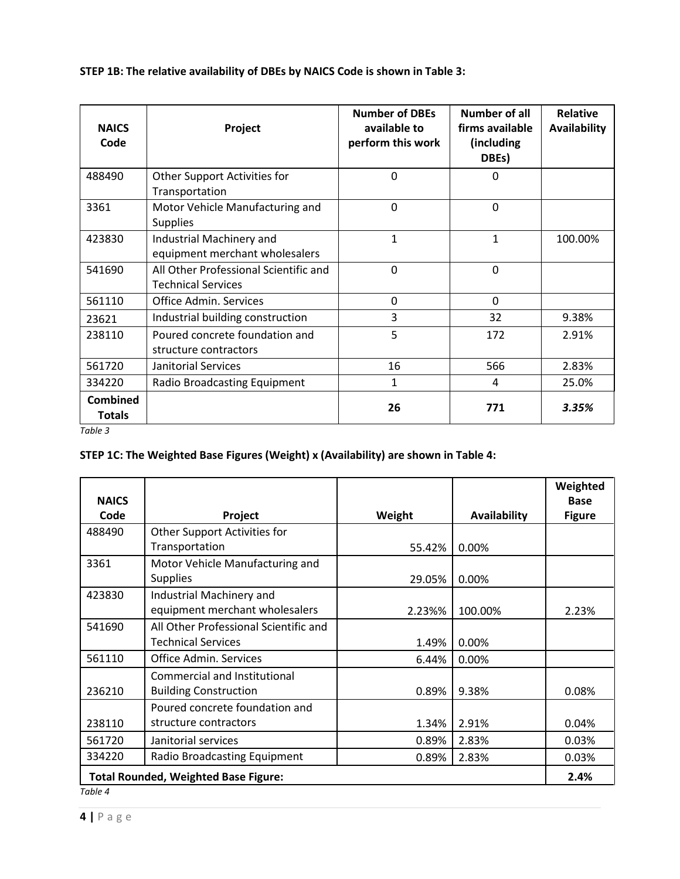**STEP 1B: The relative availability of DBEs by NAICS Code is shown in Table 3:**

| NAICS Code | Project | Number of DBEs available to perform this work | Number of all firms available (including DBEs) | Relative Availability |
|---|---|---|---|---|
| 488490 | Other Support Activities for Transportation | 0 | 0 | |
| 3361 | Motor Vehicle Manufacturing and Supplies | 0 | 0 | |
| 423830 | Industrial Machinery and equipment merchant wholesalers | 1 | 1 | 100.00% |
| 541690 | All Other Professional Scientific and Technical Services | 0 | 0 | |
| 561110 | Office Admin. Services | 0 | 0 | |
| 23621 | Industrial building construction | 3 | 32 | 9.38% |
| 238110 | Poured concrete foundation and structure contractors | 5 | 172 | 2.91% |
| 561720 | Janitorial Services | 16 | 566 | 2.83% |
| 334220 | Radio Broadcasting Equipment | 1 | 4 | 25.0% |
| **Combined Totals** | | **26** | **771** | ***3.35%*** |

*Table 3*

**STEP 1C: The Weighted Base Figures (Weight) x (Availability) are shown in Table 4:**

| NAICS Code | Project | Weight | Availability | Weighted Base Figure |
|---|---|---|---|---|
| 488490 | Other Support Activities for Transportation | 55.42% | 0.00% | |
| 3361 | Motor Vehicle Manufacturing and Supplies | 29.05% | 0.00% | |
| 423830 | Industrial Machinery and equipment merchant wholesalers | 2.23%% | 100.00% | 2.23% |
| 541690 | All Other Professional Scientific and Technical Services | 1.49% | 0.00% | |
| 561110 | Office Admin. Services | 6.44% | 0.00% | |
| 236210 | Commercial and Institutional Building Construction | 0.89% | 9.38% | 0.08% |
| 238110 | Poured concrete foundation and structure contractors | 1.34% | 2.91% | 0.04% |
| 561720 | Janitorial services | 0.89% | 2.83% | 0.03% |
| 334220 | Radio Broadcasting Equipment | 0.89% | 2.83% | 0.03% |
| **Total Rounded, Weighted Base Figure:** | | | | **2.4%** |

*Table 4*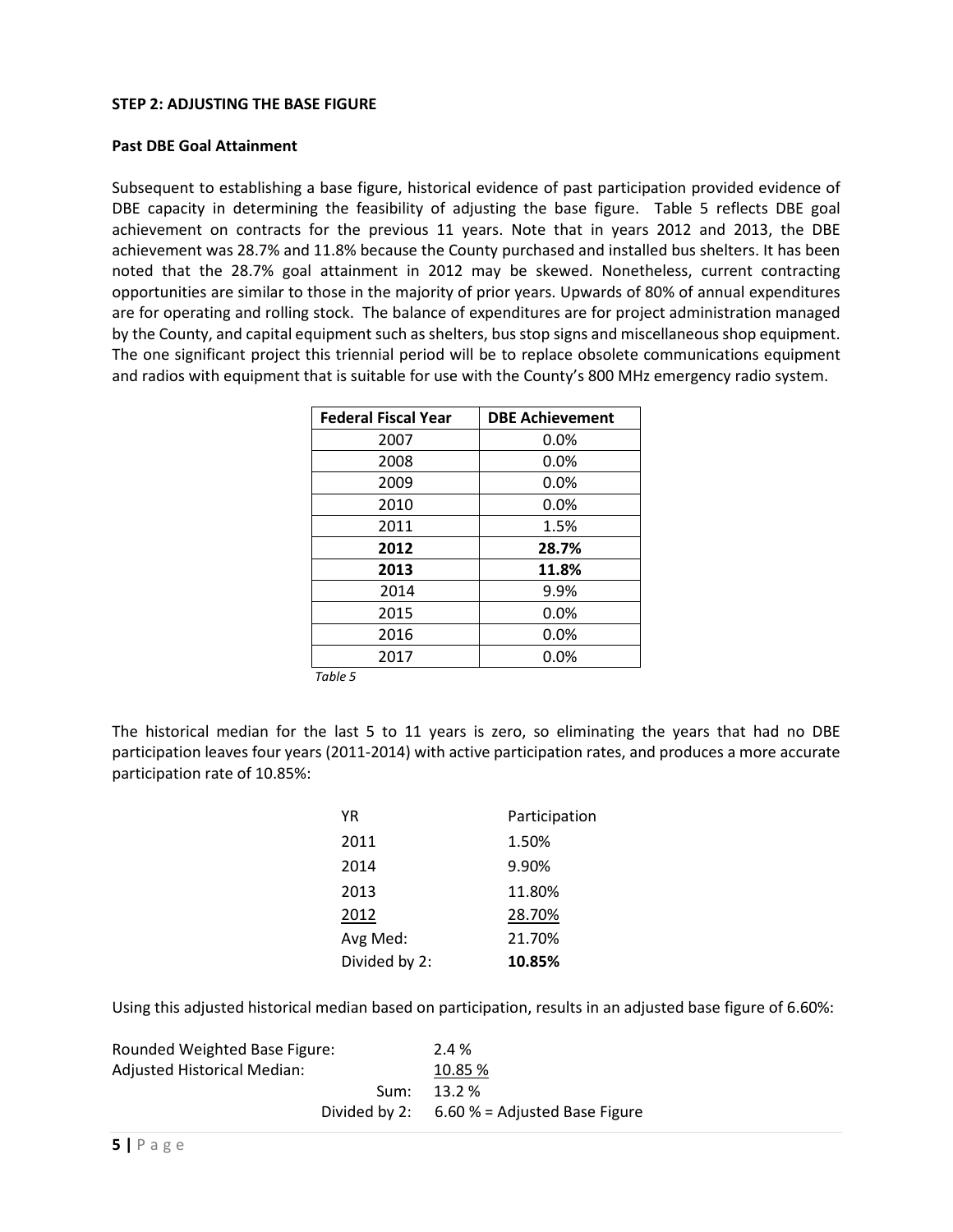**STEP 2: ADJUSTING THE BASE FIGURE**

**Past DBE Goal Attainment**

Subsequent to establishing a base figure, historical evidence of past participation provided evidence of DBE capacity in determining the feasibility of adjusting the base figure. Table 5 reflects DBE goal achievement on contracts for the previous 11 years. Note that in years 2012 and 2013, the DBE achievement was 28.7% and 11.8% because the County purchased and installed bus shelters. It has been noted that the 28.7% goal attainment in 2012 may be skewed. Nonetheless, current contracting opportunities are similar to those in the majority of prior years. Upwards of 80% of annual expenditures are for operating and rolling stock. The balance of expenditures are for project administration managed by the County, and capital equipment such as shelters, bus stop signs and miscellaneous shop equipment. The one significant project this triennial period will be to replace obsolete communications equipment and radios with equipment that is suitable for use with the County's 800 MHz emergency radio system.

| Federal Fiscal Year | DBE Achievement |
|---|---|
| 2007 | 0.0% |
| 2008 | 0.0% |
| 2009 | 0.0% |
| 2010 | 0.0% |
| 2011 | 1.5% |
| **2012** | **28.7%** |
| **2013** | **11.8%** |
| 2014 | 9.9% |
| 2015 | 0.0% |
| 2016 | 0.0% |
| 2017 | 0.0% |

*Table 5*

The historical median for the last 5 to 11 years is zero, so eliminating the years that had no DBE participation leaves four years (2011-2014) with active participation rates, and produces a more accurate participation rate of 10.85%:

| YR | Participation |
|---|---|
| 2011 | 1.50% |
| 2014 | 9.90% |
| 2013 | 11.80% |
| 2012 | 28.70% |
| Avg Med: | 21.70% |
| Divided by 2: | **10.85%** |

Using this adjusted historical median based on participation, results in an adjusted base figure of 6.60%:

| | |
|---|---|
| Rounded Weighted Base Figure: | 2.4 % |
| Adjusted Historical Median: | 10.85 % |
| Sum: | 13.2 % |
| Divided by 2: | 6.60 % = Adjusted Base Figure |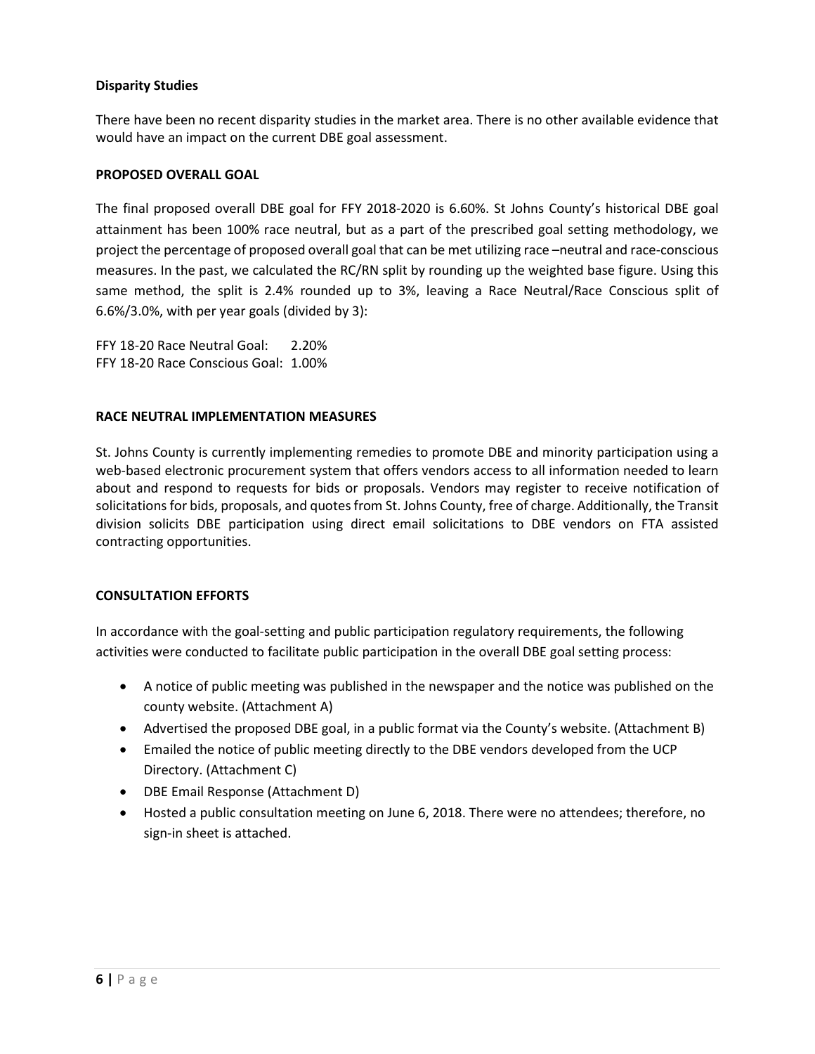**Disparity Studies**

There have been no recent disparity studies in the market area. There is no other available evidence that would have an impact on the current DBE goal assessment.

**PROPOSED OVERALL GOAL**

The final proposed overall DBE goal for FFY 2018-2020 is 6.60%. St Johns County's historical DBE goal attainment has been 100% race neutral, but as a part of the prescribed goal setting methodology, we project the percentage of proposed overall goal that can be met utilizing race –neutral and race-conscious measures. In the past, we calculated the RC/RN split by rounding up the weighted base figure. Using this same method, the split is 2.4% rounded up to 3%, leaving a Race Neutral/Race Conscious split of 6.6%/3.0%, with per year goals (divided by 3):

FFY 18-20 Race Neutral Goal: 2.20%
FFY 18-20 Race Conscious Goal: 1.00%

**RACE NEUTRAL IMPLEMENTATION MEASURES**

St. Johns County is currently implementing remedies to promote DBE and minority participation using a web-based electronic procurement system that offers vendors access to all information needed to learn about and respond to requests for bids or proposals. Vendors may register to receive notification of solicitations for bids, proposals, and quotes from St. Johns County, free of charge. Additionally, the Transit division solicits DBE participation using direct email solicitations to DBE vendors on FTA assisted contracting opportunities.

**CONSULTATION EFFORTS**

In accordance with the goal-setting and public participation regulatory requirements, the following activities were conducted to facilitate public participation in the overall DBE goal setting process:

- A notice of public meeting was published in the newspaper and the notice was published on the county website. (Attachment A)
- Advertised the proposed DBE goal, in a public format via the County's website. (Attachment B)
- Emailed the notice of public meeting directly to the DBE vendors developed from the UCP Directory. (Attachment C)
- DBE Email Response (Attachment D)
- Hosted a public consultation meeting on June 6, 2018. There were no attendees; therefore, no sign-in sheet is attached.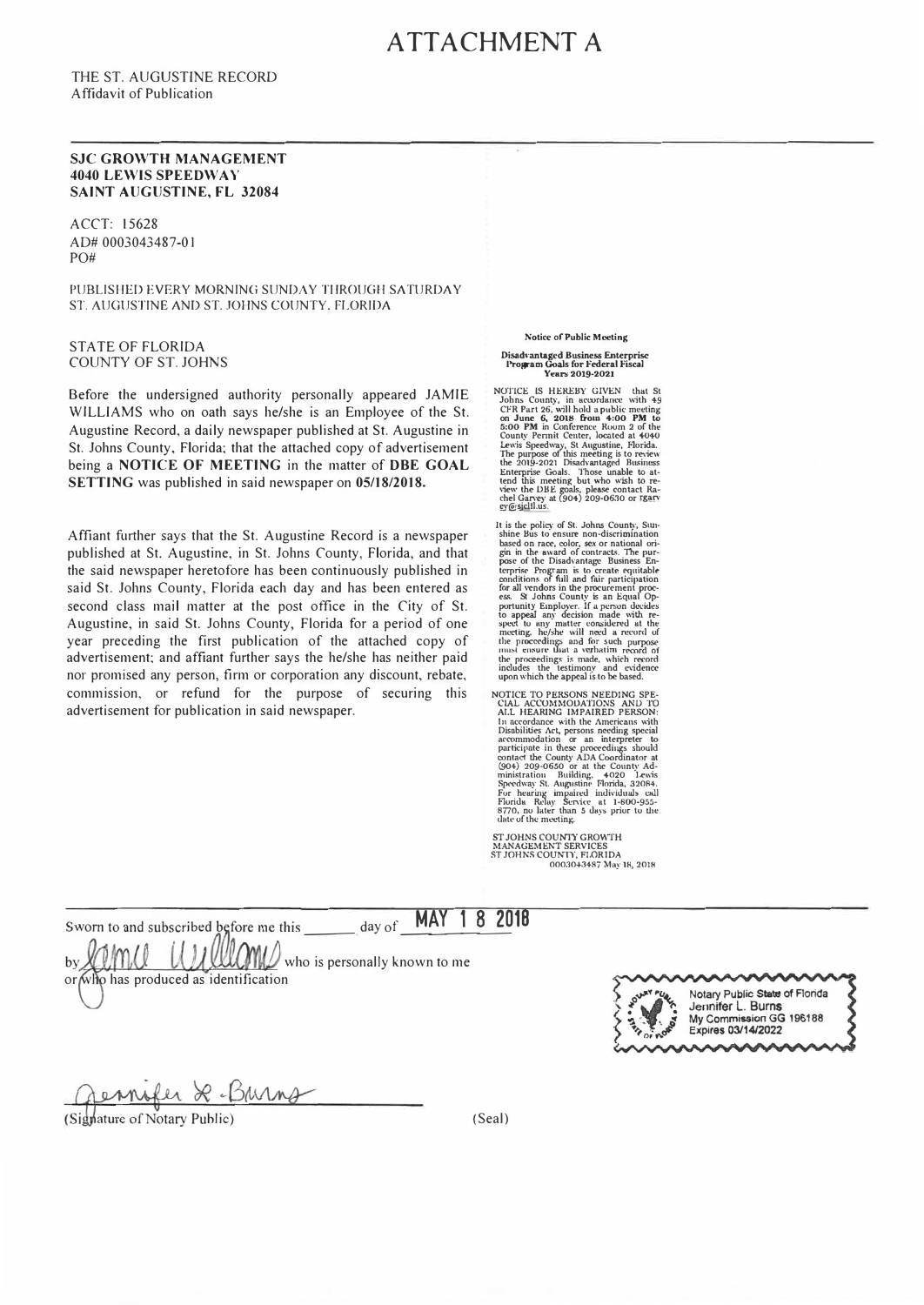# ATTACHMENT A

THE ST. AUGUSTINE RECORD
Affidavit of Publication

**SJC GROWTH MANAGEMENT**
**4040 LEWIS SPEEDWAY**
**SAINT AUGUSTINE, FL 32084**

ACCT: 15628
AD# 0003043487-01
PO#

PUBLISHED EVERY MORNING SUNDAY THROUGH SATURDAY
ST. AUGUSTINE AND ST. JOHNS COUNTY, FLORIDA

STATE OF FLORIDA
COUNTY OF ST. JOHNS

Before the undersigned authority personally appeared JAMIE WILLIAMS who on oath says he/she is an Employee of the St. Augustine Record, a daily newspaper published at St. Augustine in St. Johns County, Florida; that the attached copy of advertisement being a **NOTICE OF MEETING** in the matter of **DBE GOAL SETTING** was published in said newspaper on **05/18/2018.**

Affiant further says that the St. Augustine Record is a newspaper published at St. Augustine, in St. Johns County, Florida, and that the said newspaper heretofore has been continuously published in said St. Johns County, Florida each day and has been entered as second class mail matter at the post office in the City of St. Augustine, in said St. Johns County, Florida for a period of one year preceding the first publication of the attached copy of advertisement; and affiant further says the he/she has neither paid nor promised any person, firm or corporation any discount, rebate, commission, or refund for the purpose of securing this advertisement for publication in said newspaper.

**Notice of Public Meeting**

**Disadvantaged Business Enterprise Program Goals for Federal Fiscal Years 2019-2021**

NOTICE IS HEREBY GIVEN that St Johns County, in accordance with 49 CFR Part 26, will hold a public meeting on **June 6, 2018 from 4:00 PM to 5:00 PM** in Conference Room 2 of the County Permit Center, located at 4040 Lewis Speedway, St Augustine, Florida. The purpose of this meeting is to review the 2019-2021 Disadvantaged Business Enterprise Goals. Those unable to attend this meeting but who wish to review the DBE goals, please contact Rachel Garvey at (904) 209-0630 or rgarvey@sjcfl.us.

It is the policy of St. Johns County, Sunshine Bus to ensure non-discrimination based on race, color, sex or national origin in the award of contracts. The purpose of the Disadvantage Business Enterprise Program is to create equitable conditions of full and fair participation for all vendors in the procurement process. St Johns County is an Equal Opportunity Employer. If a person decides to appeal any decision made with respect to any matter considered at the meeting, he/she will need a record of the proceedings and for such purpose must ensure that a verbatim record of the proceedings is made, which record includes the testimony and evidence upon which the appeal is to be based.

NOTICE TO PERSONS NEEDING SPECIAL ACCOMMODATIONS AND TO ALL HEARING IMPAIRED PERSON: In accordance with the Americans with Disabilities Act, persons needing special accommodation or an interpreter to participate in these proceedings should contact the County ADA Coordinator at (904) 209-0650 or at the County Administration Building, 4020 Lewis Speedway St. Augustine Florida, 32084. For hearing impaired individuals call Florida Relay Service at 1-800-955-8770, no later than 5 days prior to the date of the meeting.

ST JOHNS COUNTY GROWTH MANAGEMENT SERVICES
ST JOHNS COUNTY, FLORIDA
0003043487 May 18, 2018

Sworn to and subscribed before me this ______ day of **MAY 1 8 2018**

by Jamie Williams who is personally known to me or who has produced as identification

Notary Public State of Florida
Jennifer L. Burns
My Commission GG 196188
Expires 03/14/2022

Jennifer L. Burns
(Signature of Notary Public) (Seal)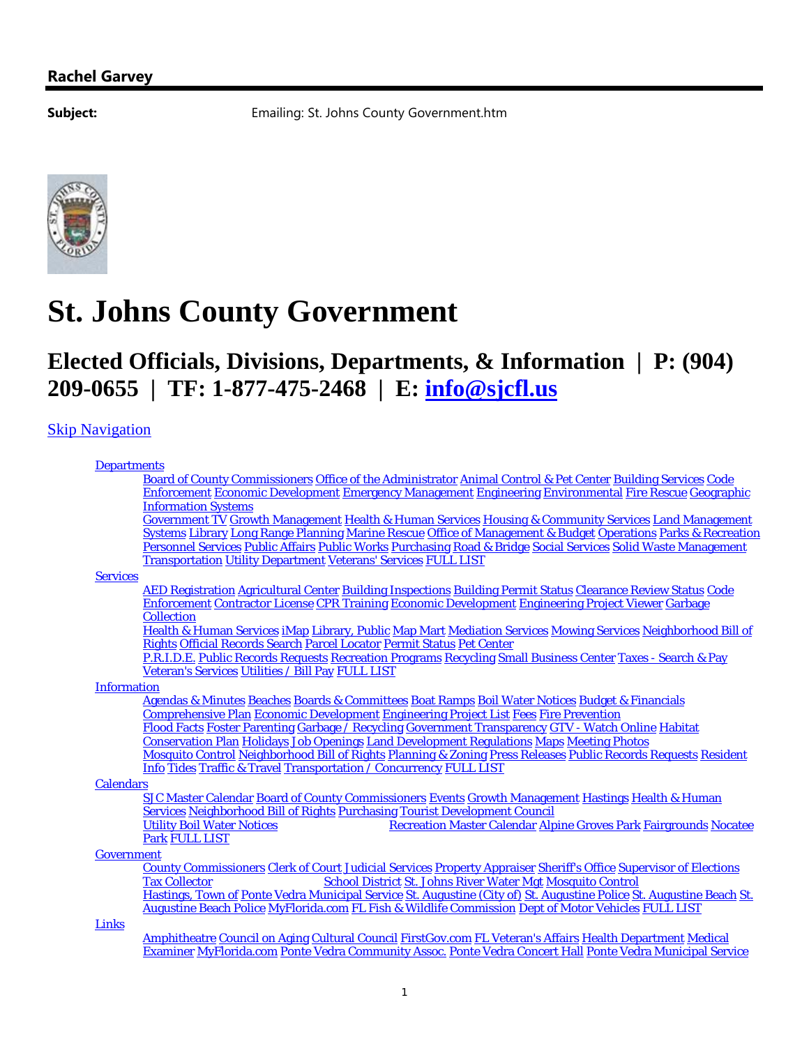**Rachel Garvey**

**Subject:** Emailing: St. Johns County Government.htm

# St. Johns County Government

## Elected Officials, Divisions, Departments, & Information | P: (904) 209-0655 | TF: 1-877-475-2468 | E: info@sjcfl.us

Skip Navigation

Departments

Board of County Commissioners Office of the Administrator Animal Control & Pet Center Building Services Code Enforcement Economic Development Emergency Management Engineering Environmental Fire Rescue Geographic Information Systems
Government TV Growth Management Health & Human Services Housing & Community Services Land Management Systems Library Long Range Planning Marine Rescue Office of Management & Budget Operations Parks & Recreation Personnel Services Public Affairs Public Works Purchasing Road & Bridge Social Services Solid Waste Management Transportation Utility Department Veterans' Services FULL LIST

Services

AED Registration Agricultural Center Building Inspections Building Permit Status Clearance Review Status Code Enforcement Contractor License CPR Training Economic Development Engineering Project Viewer Garbage Collection
Health & Human Services iMap Library, Public Map Mart Mediation Services Mowing Services Neighborhood Bill of Rights Official Records Search Parcel Locator Permit Status Pet Center
P.R.I.D.E. Public Records Requests Recreation Programs Recycling Small Business Center Taxes - Search & Pay Veteran's Services Utilities / Bill Pay FULL LIST

Information

Agendas & Minutes Beaches Boards & Committees Boat Ramps Boil Water Notices Budget & Financials Comprehensive Plan Economic Development Engineering Project List Fees Fire Prevention
Flood Facts Foster Parenting Garbage / Recycling Government Transparency GTV - Watch Online Habitat Conservation Plan Holidays Job Openings Land Development Regulations Maps Meeting Photos
Mosquito Control Neighborhood Bill of Rights Planning & Zoning Press Releases Public Records Requests Resident Info Tides Traffic & Travel Transportation / Concurrency FULL LIST

Calendars

SJC Master Calendar Board of County Commissioners Events Growth Management Hastings Health & Human Services Neighborhood Bill of Rights Purchasing Tourist Development Council
Utility Boil Water Notices Recreation Master Calendar Alpine Groves Park Fairgrounds Nocatee Park FULL LIST

Government

County Commissioners Clerk of Court Judicial Services Property Appraiser Sheriff's Office Supervisor of Elections
Tax Collector School District St. Johns River Water Mgt Mosquito Control
Hastings, Town of Ponte Vedra Municipal Service St. Augustine (City of) St. Augustine Police St. Augustine Beach St. Augustine Beach Police MyFlorida.com FL Fish & Wildlife Commission Dept of Motor Vehicles FULL LIST

Links

Amphitheatre Council on Aging Cultural Council FirstGov.com FL Veteran's Affairs Health Department Medical Examiner MyFlorida.com Ponte Vedra Community Assoc. Ponte Vedra Concert Hall Ponte Vedra Municipal Service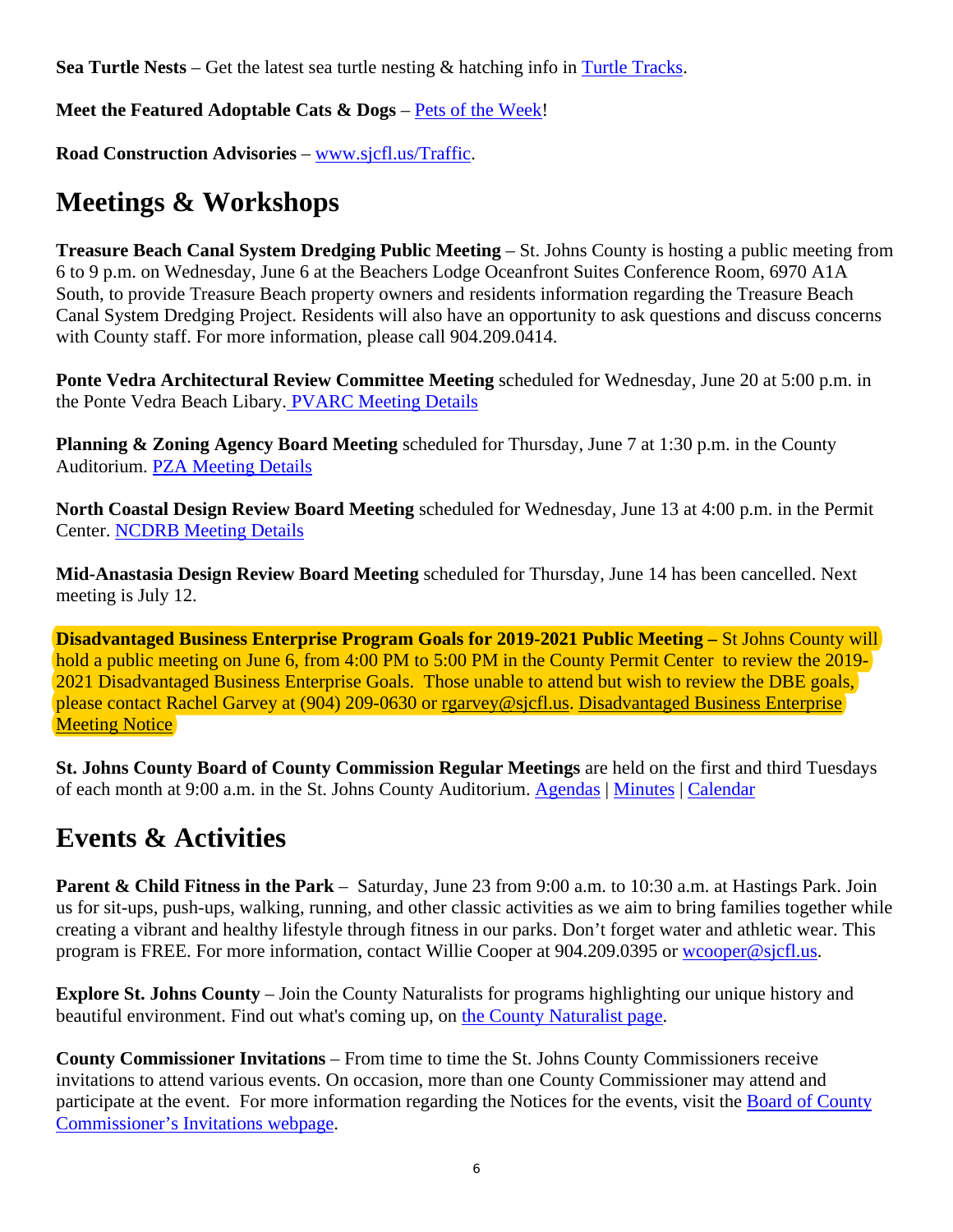**Sea Turtle Nests** – Get the latest sea turtle nesting & hatching info in Turtle Tracks.

**Meet the Featured Adoptable Cats & Dogs** – Pets of the Week!

**Road Construction Advisories** – www.sjcfl.us/Traffic.

# Meetings & Workshops

**Treasure Beach Canal System Dredging Public Meeting** – St. Johns County is hosting a public meeting from 6 to 9 p.m. on Wednesday, June 6 at the Beachers Lodge Oceanfront Suites Conference Room, 6970 A1A South, to provide Treasure Beach property owners and residents information regarding the Treasure Beach Canal System Dredging Project. Residents will also have an opportunity to ask questions and discuss concerns with County staff. For more information, please call 904.209.0414.

**Ponte Vedra Architectural Review Committee Meeting** scheduled for Wednesday, June 20 at 5:00 p.m. in the Ponte Vedra Beach Libary. PVARC Meeting Details

**Planning & Zoning Agency Board Meeting** scheduled for Thursday, June 7 at 1:30 p.m. in the County Auditorium. PZA Meeting Details

**North Coastal Design Review Board Meeting** scheduled for Wednesday, June 13 at 4:00 p.m. in the Permit Center. NCDRB Meeting Details

**Mid-Anastasia Design Review Board Meeting** scheduled for Thursday, June 14 has been cancelled. Next meeting is July 12.

**Disadvantaged Business Enterprise Program Goals for 2019-2021 Public Meeting –** St Johns County will hold a public meeting on June 6, from 4:00 PM to 5:00 PM in the County Permit Center to review the 2019-2021 Disadvantaged Business Enterprise Goals. Those unable to attend but wish to review the DBE goals, please contact Rachel Garvey at (904) 209-0630 or rgarvey@sjcfl.us. Disadvantaged Business Enterprise Meeting Notice

**St. Johns County Board of County Commission Regular Meetings** are held on the first and third Tuesdays of each month at 9:00 a.m. in the St. Johns County Auditorium. Agendas | Minutes | Calendar

# Events & Activities

**Parent & Child Fitness in the Park** – Saturday, June 23 from 9:00 a.m. to 10:30 a.m. at Hastings Park. Join us for sit-ups, push-ups, walking, running, and other classic activities as we aim to bring families together while creating a vibrant and healthy lifestyle through fitness in our parks. Don't forget water and athletic wear. This program is FREE. For more information, contact Willie Cooper at 904.209.0395 or wcooper@sjcfl.us.

**Explore St. Johns County** – Join the County Naturalists for programs highlighting our unique history and beautiful environment. Find out what's coming up, on the County Naturalist page.

**County Commissioner Invitations** – From time to time the St. Johns County Commissioners receive invitations to attend various events. On occasion, more than one County Commissioner may attend and participate at the event. For more information regarding the Notices for the events, visit the Board of County Commissioner's Invitations webpage.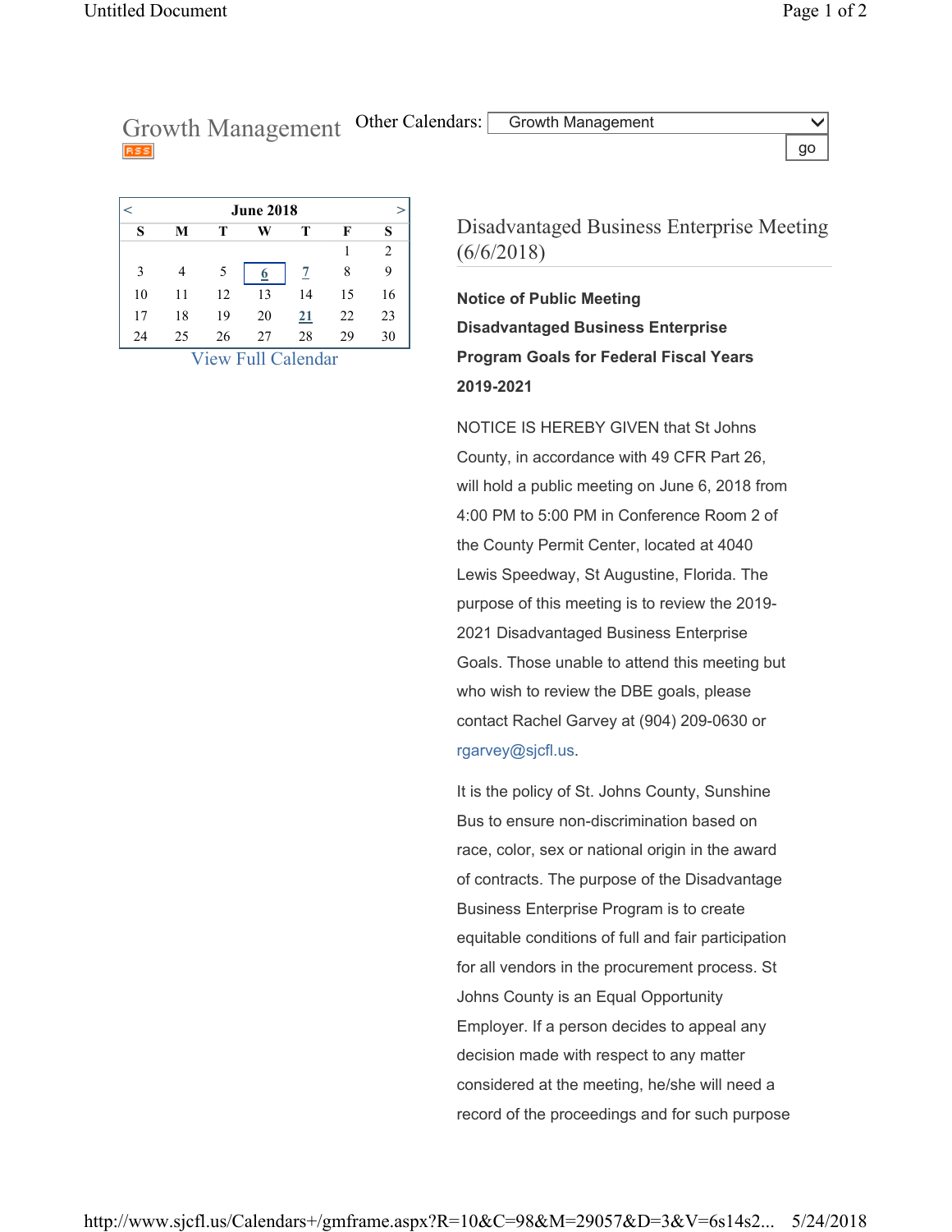# Growth Management

RSS

Other Calendars: Growth Management

go

| S | M | T | W | T | F | S |
|---|---|---|---|---|---|---|
| | | | | | 1 | 2 |
| 3 | 4 | 5 | 6 | 7 | 8 | 9 |
| 10 | 11 | 12 | 13 | 14 | 15 | 16 |
| 17 | 18 | 19 | 20 | 21 | 22 | 23 |
| 24 | 25 | 26 | 27 | 28 | 29 | 30 |

June 2018

View Full Calendar

## Disadvantaged Business Enterprise Meeting (6/6/2018)

**Notice of Public Meeting**

**Disadvantaged Business Enterprise**

**Program Goals for Federal Fiscal Years 2019-2021**

NOTICE IS HEREBY GIVEN that St Johns County, in accordance with 49 CFR Part 26, will hold a public meeting on June 6, 2018 from 4:00 PM to 5:00 PM in Conference Room 2 of the County Permit Center, located at 4040 Lewis Speedway, St Augustine, Florida. The purpose of this meeting is to review the 2019-2021 Disadvantaged Business Enterprise Goals. Those unable to attend this meeting but who wish to review the DBE goals, please contact Rachel Garvey at (904) 209-0630 or rgarvey@sjcfl.us.

It is the policy of St. Johns County, Sunshine Bus to ensure non-discrimination based on race, color, sex or national origin in the award of contracts. The purpose of the Disadvantage Business Enterprise Program is to create equitable conditions of full and fair participation for all vendors in the procurement process. St Johns County is an Equal Opportunity Employer. If a person decides to appeal any decision made with respect to any matter considered at the meeting, he/she will need a record of the proceedings and for such purpose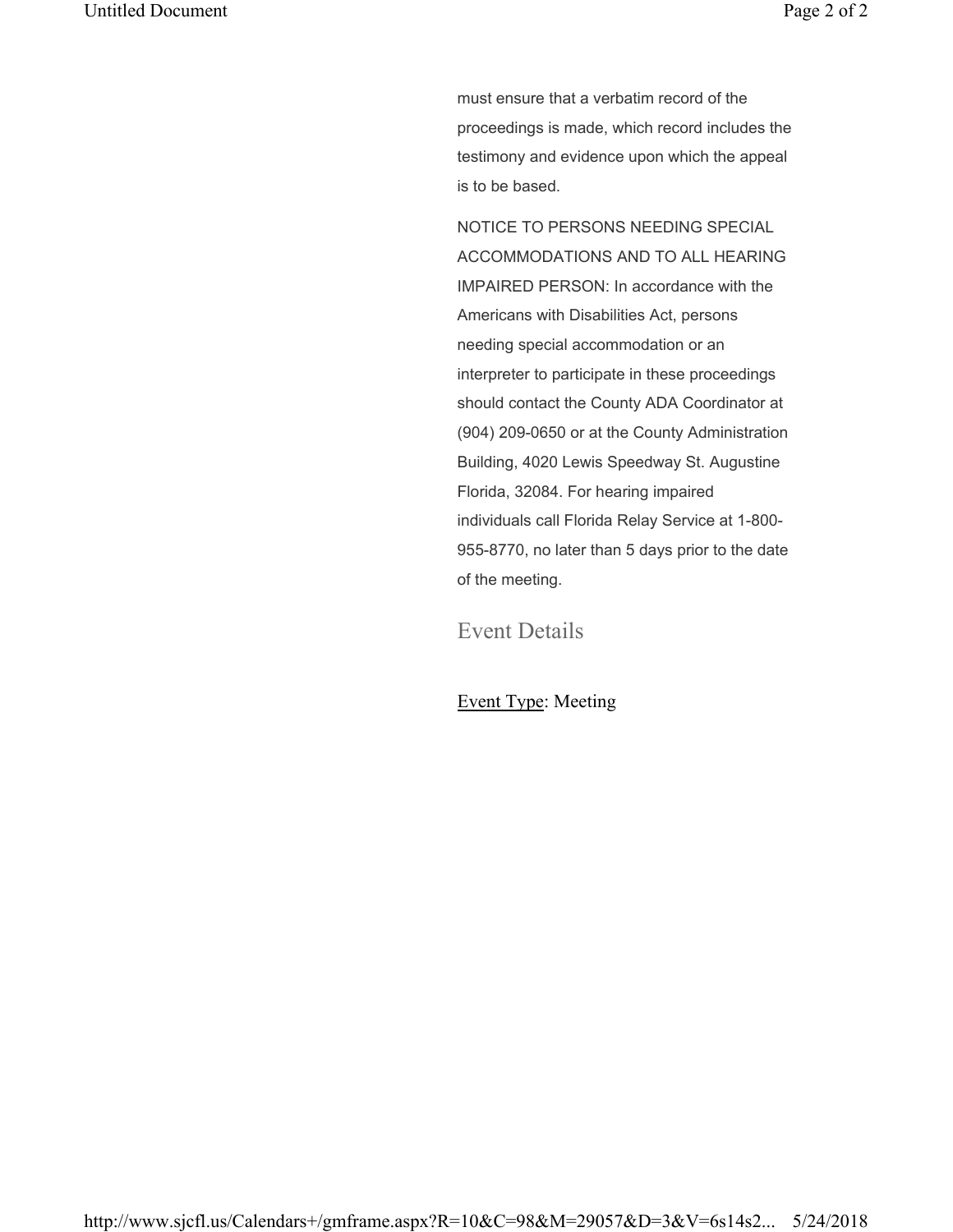must ensure that a verbatim record of the proceedings is made, which record includes the testimony and evidence upon which the appeal is to be based.

NOTICE TO PERSONS NEEDING SPECIAL ACCOMMODATIONS AND TO ALL HEARING IMPAIRED PERSON: In accordance with the Americans with Disabilities Act, persons needing special accommodation or an interpreter to participate in these proceedings should contact the County ADA Coordinator at (904) 209-0650 or at the County Administration Building, 4020 Lewis Speedway St. Augustine Florida, 32084. For hearing impaired individuals call Florida Relay Service at 1-800-955-8770, no later than 5 days prior to the date of the meeting.

## Event Details

Event Type: Meeting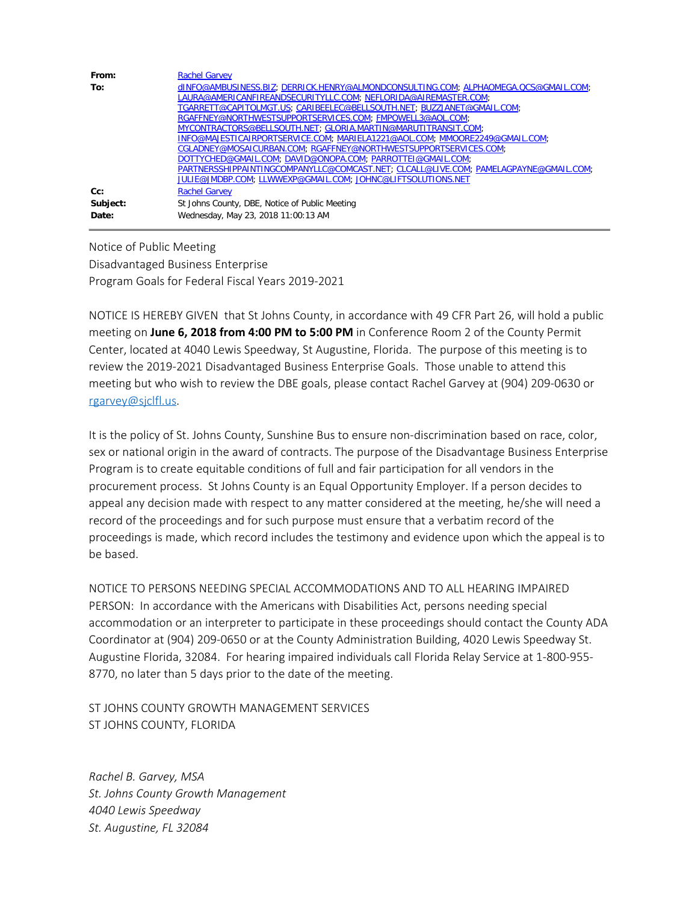| | |
|---|---|
| **From:** | Rachel Garvey |
| **To:** | dINFO@AMBUSINESS.BIZ; DERRICK.HENRY@ALMONDCONSULTING.COM; ALPHAOMEGA.QCS@GMAIL.COM; LAURA@AMERICANFIREANDSECURITYLLC.COM; NEFLORIDA@AIREMASTER.COM; TGARRETT@CAPITOLMGT.US; CARIBEELEC@BELLSOUTH.NET; BUZZJANET@GMAIL.COM; RGAFFNEY@NORTHWESTSUPPORTSERVICES.COM; FMPOWELL3@AOL.COM; MYCONTRACTORS@BELLSOUTH.NET; GLORIA.MARTIN@MARUTITRANSIT.COM; INFO@MAJESTICAIRPORTSERVICE.COM; MARIELA1221@AOL.COM; MMOORE2249@GMAIL.COM; CGLADNEY@MOSAICURBAN.COM; RGAFFNEY@NORTHWESTSUPPORTSERVICES.COM; DOTTYCHED@GMAIL.COM; DAVID@ONOPA.COM; PARROTTEI@GMAIL.COM; PARTNERSSHIPPAINTINGCOMPANYLLC@COMCAST.NET; CLCALL@LIVE.COM; PAMELAGPAYNE@GMAIL.COM; JULIE@JMDBP.COM; LLWWEXP@GMAIL.COM; JOHNC@LIFTSOLUTIONS.NET |
| **Cc:** | Rachel Garvey |
| **Subject:** | St Johns County, DBE, Notice of Public Meeting |
| **Date:** | Wednesday, May 23, 2018 11:00:13 AM |

Notice of Public Meeting
Disadvantaged Business Enterprise
Program Goals for Federal Fiscal Years 2019-2021

NOTICE IS HEREBY GIVEN that St Johns County, in accordance with 49 CFR Part 26, will hold a public meeting on **June 6, 2018 from 4:00 PM to 5:00 PM** in Conference Room 2 of the County Permit Center, located at 4040 Lewis Speedway, St Augustine, Florida. The purpose of this meeting is to review the 2019-2021 Disadvantaged Business Enterprise Goals. Those unable to attend this meeting but who wish to review the DBE goals, please contact Rachel Garvey at (904) 209-0630 or rgarvey@sjclfl.us.

It is the policy of St. Johns County, Sunshine Bus to ensure non-discrimination based on race, color, sex or national origin in the award of contracts. The purpose of the Disadvantage Business Enterprise Program is to create equitable conditions of full and fair participation for all vendors in the procurement process. St Johns County is an Equal Opportunity Employer. If a person decides to appeal any decision made with respect to any matter considered at the meeting, he/she will need a record of the proceedings and for such purpose must ensure that a verbatim record of the proceedings is made, which record includes the testimony and evidence upon which the appeal is to be based.

NOTICE TO PERSONS NEEDING SPECIAL ACCOMMODATIONS AND TO ALL HEARING IMPAIRED PERSON: In accordance with the Americans with Disabilities Act, persons needing special accommodation or an interpreter to participate in these proceedings should contact the County ADA Coordinator at (904) 209-0650 or at the County Administration Building, 4020 Lewis Speedway St. Augustine Florida, 32084. For hearing impaired individuals call Florida Relay Service at 1-800-955-8770, no later than 5 days prior to the date of the meeting.

ST JOHNS COUNTY GROWTH MANAGEMENT SERVICES
ST JOHNS COUNTY, FLORIDA

*Rachel B. Garvey, MSA*
*St. Johns County Growth Management*
*4040 Lewis Speedway*
*St. Augustine, FL 32084*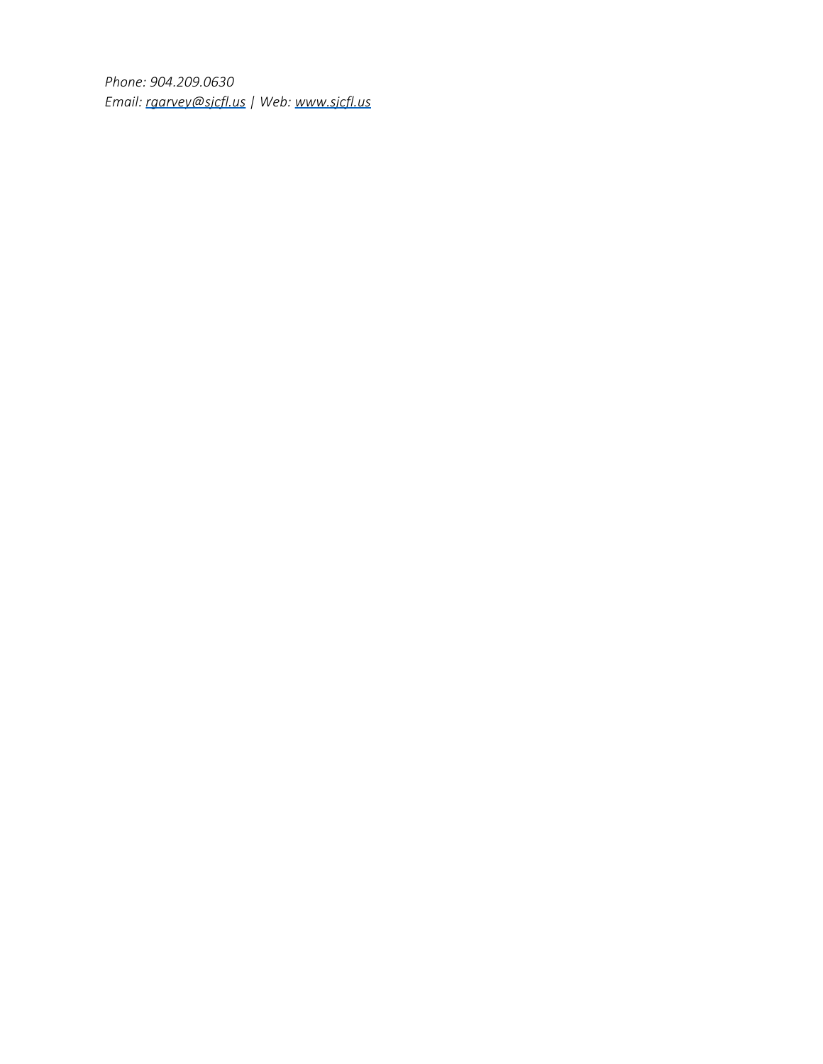*Phone: 904.209.0630*
*Email: rgarvey@sjcfl.us | Web: www.sjcfl.us*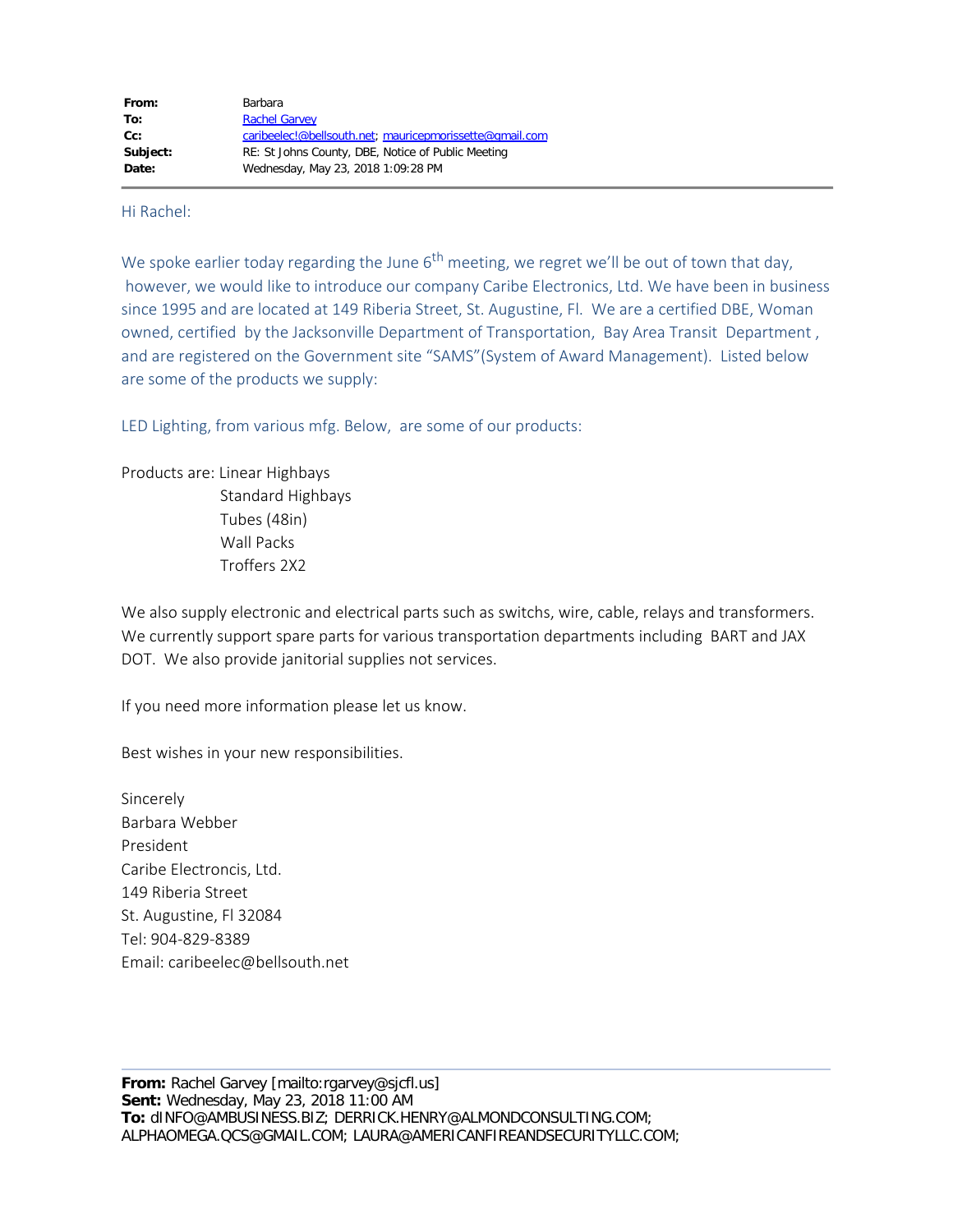**From:** Barbara
**To:** Rachel Garvey
**Cc:** caribeelec!@bellsouth.net; mauricepmorissette@gmail.com
**Subject:** RE: St Johns County, DBE, Notice of Public Meeting
**Date:** Wednesday, May 23, 2018 1:09:28 PM

---

Hi Rachel:

We spoke earlier today regarding the June 6th meeting, we regret we'll be out of town that day, however, we would like to introduce our company Caribe Electronics, Ltd. We have been in business since 1995 and are located at 149 Riberia Street, St. Augustine, Fl. We are a certified DBE, Woman owned, certified by the Jacksonville Department of Transportation, Bay Area Transit Department , and are registered on the Government site "SAMS"(System of Award Management). Listed below are some of the products we supply:

LED Lighting, from various mfg. Below, are some of our products:

Products are: Linear Highbays
Standard Highbays
Tubes (48in)
Wall Packs
Troffers 2X2

We also supply electronic and electrical parts such as switchs, wire, cable, relays and transformers. We currently support spare parts for various transportation departments including BART and JAX DOT. We also provide janitorial supplies not services.

If you need more information please let us know.

Best wishes in your new responsibilities.

Sincerely
Barbara Webber
President
Caribe Electroncis, Ltd.
149 Riberia Street
St. Augustine, Fl 32084
Tel: 904-829-8389
Email: caribeelec@bellsouth.net

---

**From:** Rachel Garvey [mailto:rgarvey@sjcfl.us]
**Sent:** Wednesday, May 23, 2018 11:00 AM
**To:** dINFO@AMBUSINESS.BIZ; DERRICK.HENRY@ALMONDCONSULTING.COM; ALPHAOMEGA.QCS@GMAIL.COM; LAURA@AMERICANFIREANDSECURITYLLC.COM;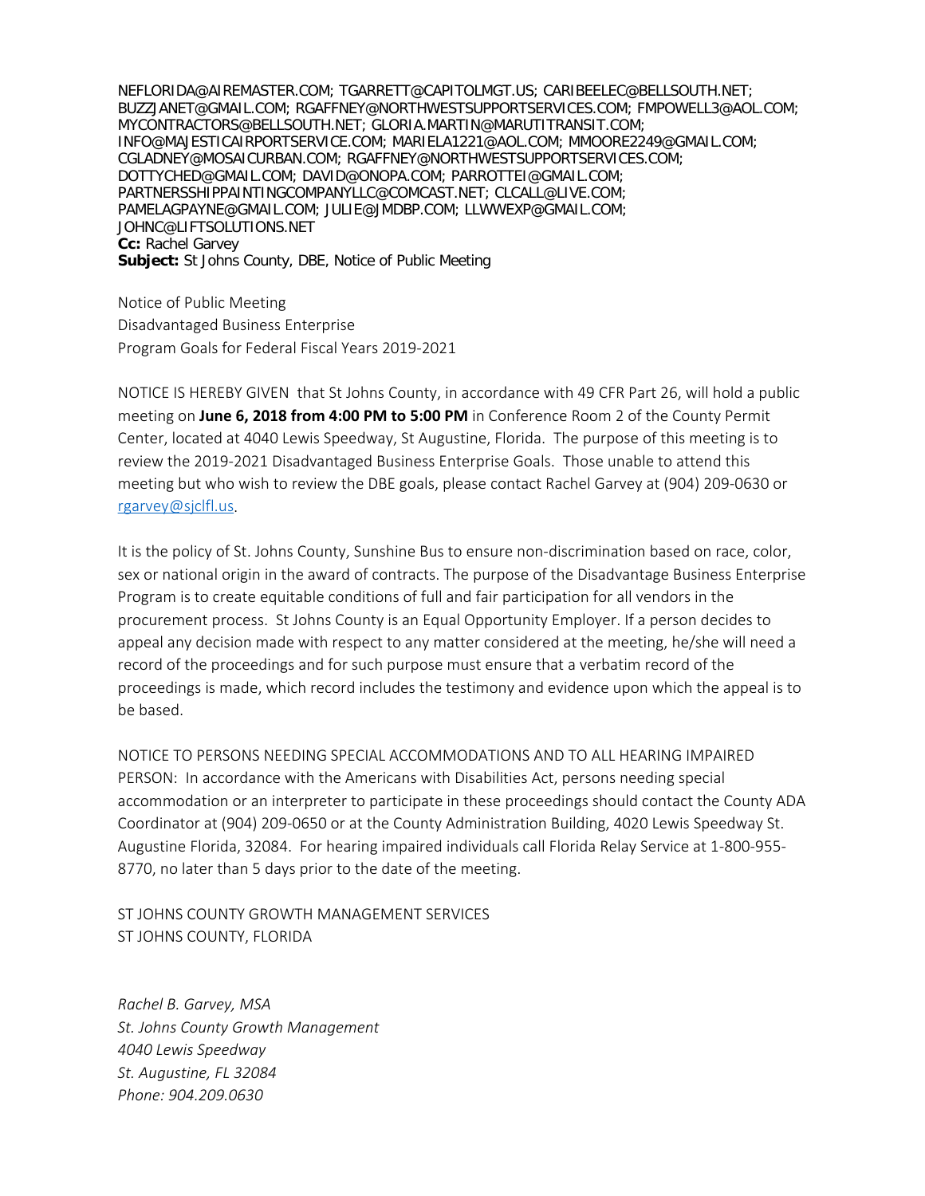NEFLORIDA@AIREMASTER.COM; TGARRETT@CAPITOLMGT.US; CARIBEELEC@BELLSOUTH.NET; BUZZJANET@GMAIL.COM; RGAFFNEY@NORTHWESTSUPPORTSERVICES.COM; FMPOWELL3@AOL.COM; MYCONTRACTORS@BELLSOUTH.NET; GLORIA.MARTIN@MARUTITRANSIT.COM; INFO@MAJESTICAIRPORTSERVICE.COM; MARIELA1221@AOL.COM; MMOORE2249@GMAIL.COM; CGLADNEY@MOSAICURBAN.COM; RGAFFNEY@NORTHWESTSUPPORTSERVICES.COM; DOTTYCHED@GMAIL.COM; DAVID@ONOPA.COM; PARROTTEI@GMAIL.COM; PARTNERSSHIPPAINTINGCOMPANYLLC@COMCAST.NET; CLCALL@LIVE.COM; PAMELAGPAYNE@GMAIL.COM; JULIE@JMDBP.COM; LLWWEXP@GMAIL.COM; JOHNC@LIFTSOLUTIONS.NET
**Cc:** Rachel Garvey
**Subject:** St Johns County, DBE, Notice of Public Meeting

Notice of Public Meeting
Disadvantaged Business Enterprise
Program Goals for Federal Fiscal Years 2019-2021

NOTICE IS HEREBY GIVEN that St Johns County, in accordance with 49 CFR Part 26, will hold a public meeting on **June 6, 2018 from 4:00 PM to 5:00 PM** in Conference Room 2 of the County Permit Center, located at 4040 Lewis Speedway, St Augustine, Florida. The purpose of this meeting is to review the 2019-2021 Disadvantaged Business Enterprise Goals. Those unable to attend this meeting but who wish to review the DBE goals, please contact Rachel Garvey at (904) 209-0630 or rgarvey@sjclfl.us.

It is the policy of St. Johns County, Sunshine Bus to ensure non-discrimination based on race, color, sex or national origin in the award of contracts. The purpose of the Disadvantage Business Enterprise Program is to create equitable conditions of full and fair participation for all vendors in the procurement process. St Johns County is an Equal Opportunity Employer. If a person decides to appeal any decision made with respect to any matter considered at the meeting, he/she will need a record of the proceedings and for such purpose must ensure that a verbatim record of the proceedings is made, which record includes the testimony and evidence upon which the appeal is to be based.

NOTICE TO PERSONS NEEDING SPECIAL ACCOMMODATIONS AND TO ALL HEARING IMPAIRED PERSON: In accordance with the Americans with Disabilities Act, persons needing special accommodation or an interpreter to participate in these proceedings should contact the County ADA Coordinator at (904) 209-0650 or at the County Administration Building, 4020 Lewis Speedway St. Augustine Florida, 32084. For hearing impaired individuals call Florida Relay Service at 1-800-955-8770, no later than 5 days prior to the date of the meeting.

ST JOHNS COUNTY GROWTH MANAGEMENT SERVICES
ST JOHNS COUNTY, FLORIDA

*Rachel B. Garvey, MSA*
*St. Johns County Growth Management*
*4040 Lewis Speedway*
*St. Augustine, FL 32084*
*Phone: 904.209.0630*